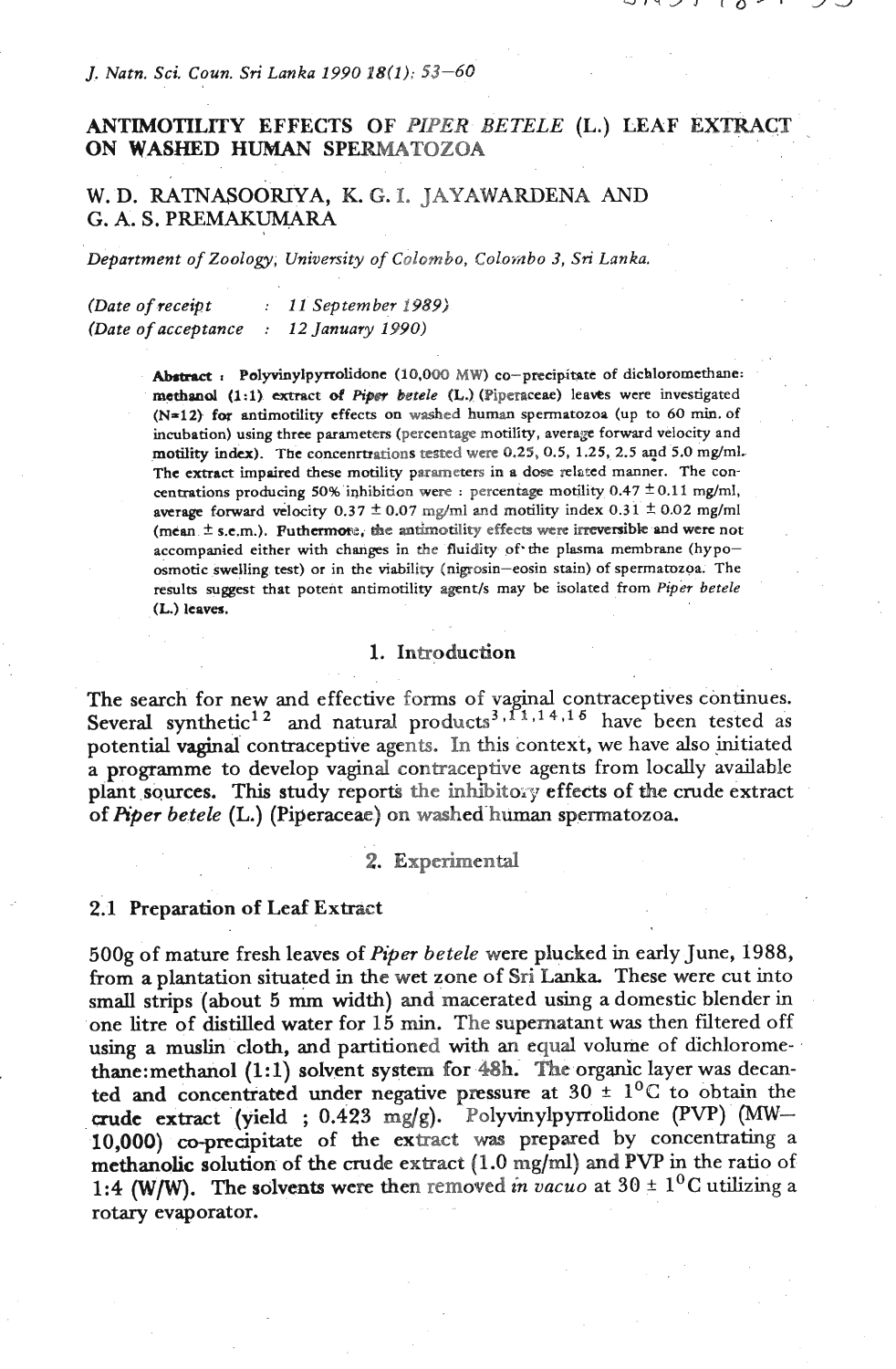*J. Natn. Sci. Coun. Sri Lanka 1990 18(1): 53–60*

# ANTIMOTILITY EFFECTS OF *PIPER BETELE* (L.) LEAF EXTRACT ON WASHED HUMAN SPERMATOZOA

W. D. RATNASOORIYA, K. G. I. JAYAWARDENA AND G. A. S. PREMAKUMARA

*Department of Zoology, University of Colombo, Colombo 3, Sri Lanka.*

*(Date of receipt : 11 September 1989)*
*(Date of acceptance : 12 January 1990)*

**Abstract :** Polyvinylpyrrolidone (10,000 MW) co–precipitate of dichloromethane: methanol (1:1) extract of *Piper betele* (L.) (Piperaceae) leaves were investigated (N=12) for antimotility effects on washed human spermatozoa (up to 60 min. of incubation) using three parameters (percentage motility, average forward velocity and motility index). The concenrtrations tested were 0.25, 0.5, 1.25, 2.5 and 5.0 mg/ml. The extract impaired these motility parameters in a dose related manner. The concentrations producing 50% inhibition were : percentage motility 0.47 ± 0.11 mg/ml, average forward velocity 0.37 ± 0.07 mg/ml and motility index 0.31 ± 0.02 mg/ml (mean ± s.e.m.). Futhermore, the antimotility effects were irreversible and were not accompanied either with changes in the fluidity of the plasma membrane (hypo–osmotic swelling test) or in the viability (nigrosin–eosin stain) of spermatozoa. The results suggest that potent antimotility agent/s may be isolated from *Piper betele* (L.) leaves.

## 1. Introduction

The search for new and effective forms of vaginal contraceptives continues. Several synthetic[12] and natural products[3,11,14,16] have been tested as potential vaginal contraceptive agents. In this context, we have also initiated a programme to develop vaginal contraceptive agents from locally available plant sources. This study reports the inhibitory effects of the crude extract of *Piper betele* (L.) (Piperaceae) on washed human spermatozoa.

## 2. Experimental

### 2.1 Preparation of Leaf Extract

500g of mature fresh leaves of *Piper betele* were plucked in early June, 1988, from a plantation situated in the wet zone of Sri Lanka. These were cut into small strips (about 5 mm width) and macerated using a domestic blender in one litre of distilled water for 15 min. The supernatant was then filtered off using a muslin cloth, and partitioned with an equal volume of dichloromethane:methanol (1:1) solvent system for 48h. The organic layer was decanted and concentrated under negative pressure at 30 ± 1°C to obtain the crude extract (yield ; 0.423 mg/g). Polyvinylpyrrolidone (PVP) (MW–10,000) co-precipitate of the extract was prepared by concentrating a methanolic solution of the crude extract (1.0 mg/ml) and PVP in the ratio of 1:4 (W/W). The solvents were then removed *in vacuo* at 30 ± 1°C utilizing a rotary evaporator.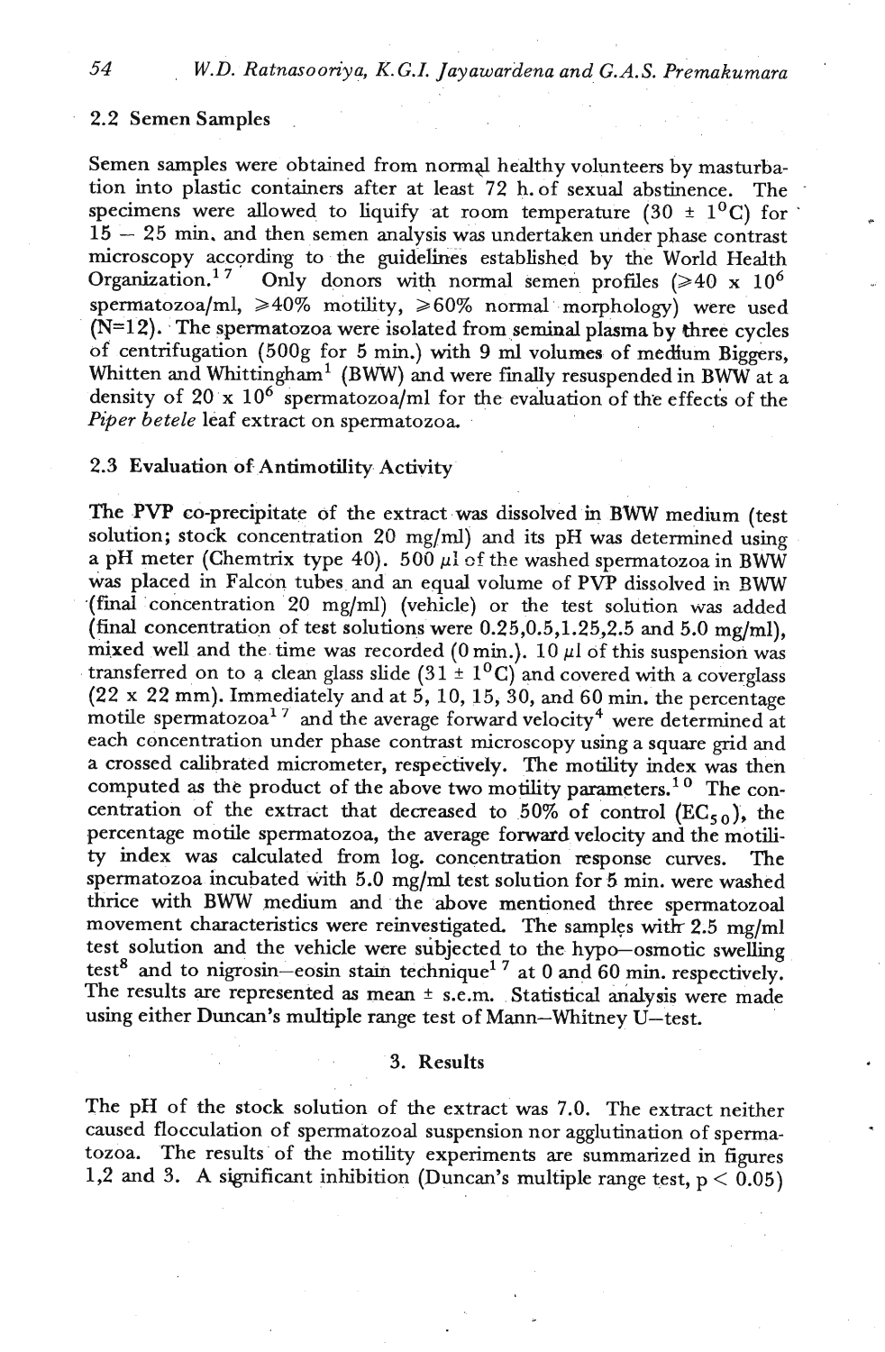### 2.2 Semen Samples

Semen samples were obtained from normal healthy volunteers by masturbation into plastic containers after at least 72 h. of sexual abstinence. The specimens were allowed to liquify at room temperature (30 ± 1°C) for 15 – 25 min. and then semen analysis was undertaken under phase contrast microscopy according to the guidelines established by the World Health Organization.[17] Only donors with normal semen profiles (⩾40 x $10^6$ spermatozoa/ml, ⩾40% motility, ⩾60% normal morphology) were used (N=12). The spermatozoa were isolated from seminal plasma by three cycles of centrifugation (500g for 5 min.) with 9 ml volumes of medium Biggers, Whitten and Whittingham[1] (BWW) and were finally resuspended in BWW at a density of 20 x $10^6$ spermatozoa/ml for the evaluation of the effects of the *Piper betele* leaf extract on spermatozoa.

### 2.3 Evaluation of Antimotility Activity

The PVP co-precipitate of the extract was dissolved in BWW medium (test solution; stock concentration 20 mg/ml) and its pH was determined using a pH meter (Chemtrix type 40). 500 μl of the washed spermatozoa in BWW was placed in Falcon tubes and an equal volume of PVP dissolved in BWW (final concentration 20 mg/ml) (vehicle) or the test solution was added (final concentration of test solutions were 0.25,0.5,1.25,2.5 and 5.0 mg/ml), mixed well and the time was recorded (0 min.). 10 μl of this suspension was transferred on to a clean glass slide (31 ± 1°C) and covered with a coverglass (22 x 22 mm). Immediately and at 5, 10, 15, 30, and 60 min. the percentage motile spermatozoa[17] and the average forward velocity[4] were determined at each concentration under phase contrast microscopy using a square grid and a crossed calibrated micrometer, respectively. The motility index was then computed as the product of the above two motility parameters.[10] The concentration of the extract that decreased to 50% of control ($EC_{50}$), the percentage motile spermatozoa, the average forward velocity and the motility index was calculated from log. concentration response curves. The spermatozoa incubated with 5.0 mg/ml test solution for 5 min. were washed thrice with BWW medium and the above mentioned three spermatozoal movement characteristics were reinvestigated. The samples with 2.5 mg/ml test solution and the vehicle were subjected to the hypo–osmotic swelling test[8] and to nigrosin–eosin stain technique[17] at 0 and 60 min. respectively. The results are represented as mean ± s.e.m. Statistical analysis were made using either Duncan's multiple range test of Mann–Whitney U–test.

## 3. Results

The pH of the stock solution of the extract was 7.0. The extract neither caused flocculation of spermatozoal suspension nor agglutination of spermatozoa. The results of the motility experiments are summarized in figures 1,2 and 3. A significant inhibition (Duncan's multiple range test, $p < 0.05$)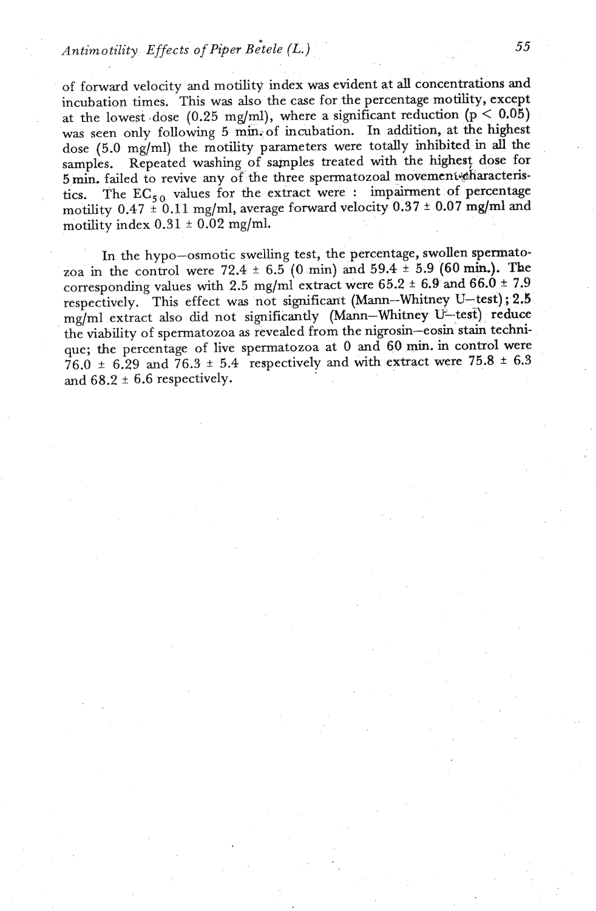of forward velocity and motility index was evident at all concentrations and incubation times. This was also the case for the percentage motility, except at the lowest dose (0.25 mg/ml), where a significant reduction ($p < 0.05$) was seen only following 5 min. of incubation. In addition, at the highest dose (5.0 mg/ml) the motility parameters were totally inhibited in all the samples. Repeated washing of samples treated with the highest dose for 5 min. failed to revive any of the three spermatozoal movement characteristics. The $EC_{50}$ values for the extract were : impairment of percentage motility 0.47 ± 0.11 mg/ml, average forward velocity 0.37 ± 0.07 mg/ml and motility index 0.31 ± 0.02 mg/ml.

In the hypo–osmotic swelling test, the percentage, swollen spermatozoa in the control were 72.4 ± 6.5 (0 min) and 59.4 ± 5.9 (60 min.). The corresponding values with 2.5 mg/ml extract were 65.2 ± 6.9 and 66.0 ± 7.9 respectively. This effect was not significant (Mann–Whitney U–test); 2.5 mg/ml extract also did not significantly (Mann–Whitney U–test) reduce the viability of spermatozoa as revealed from the nigrosin–eosin stain technique; the percentage of live spermatozoa at 0 and 60 min. in control were 76.0 ± 6.29 and 76.3 ± 5.4 respectively and with extract were 75.8 ± 6.3 and 68.2 ± 6.6 respectively.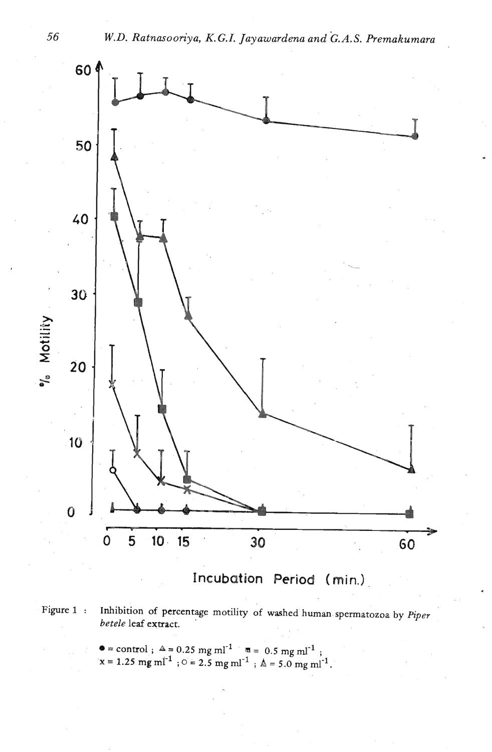60

50

40

30

20

10

0

% Motility

0 5 10 15 30 60

Incubation Period (min.)

Figure 1 : Inhibition of percentage motility of washed human spermatozoa by *Piper betele* leaf extract.

● = control ; ▲ = 0.25 mg ml$^{-1}$ ■ = 0.5 mg ml$^{-1}$ ;
x = 1.25 mg ml$^{-1}$ ; ○ = 2.5 mg ml$^{-1}$ ; ▲ = 5.0 mg ml$^{-1}$.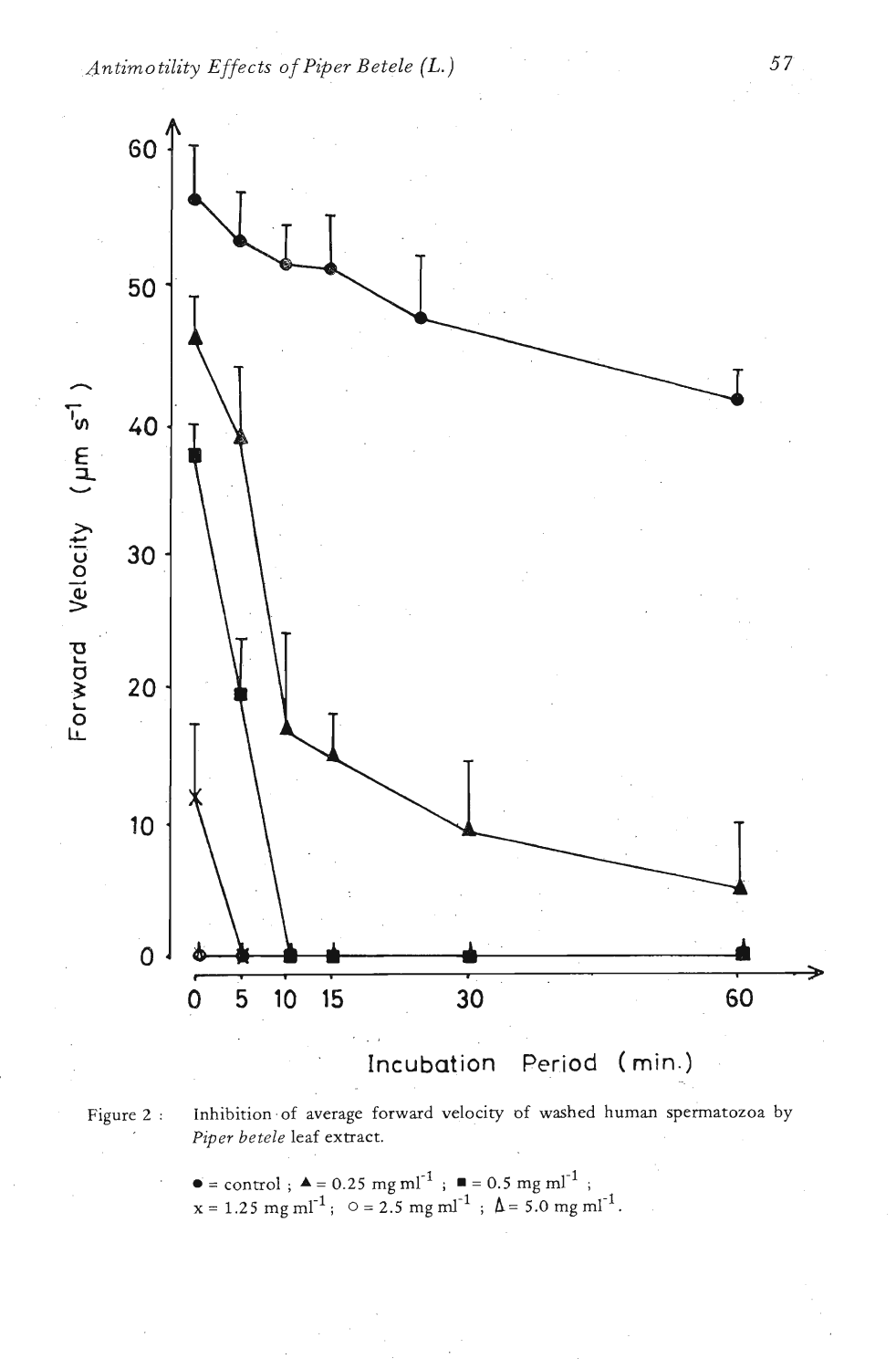60

50

40

30

20

10

0

Forward Velocity ($\mu m\ s^{-1}$)

0 5 10 15 30 60

Incubation Period (min.)

Figure 2 : Inhibition of average forward velocity of washed human spermatozoa by *Piper betele* leaf extract.

● = control ; ▲ = 0.25 mg $ml^{-1}$ ; ■ = 0.5 mg $ml^{-1}$ ;
x = 1.25 mg $ml^{-1}$ ; ○ = 2.5 mg $ml^{-1}$ ; Δ = 5.0 mg $ml^{-1}$.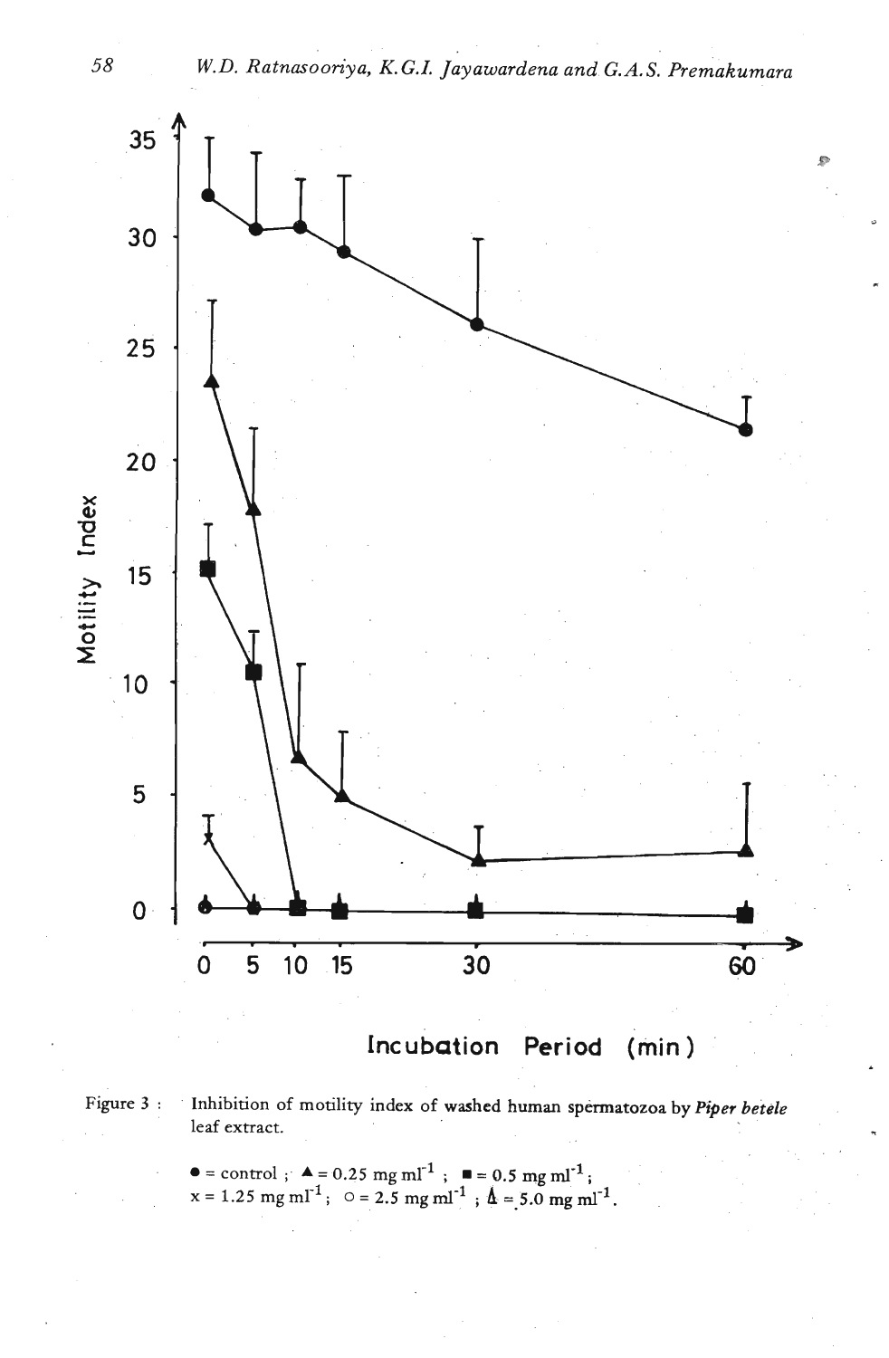35

30

25

20

15

10

5

0

Motility Index

0 5 10 15 30 60

Incubation Period (min)

Figure 3 : Inhibition of motility index of washed human spermatozoa by *Piper betele* leaf extract.

● = control ; ▲ = 0.25 mg $ml^{-1}$ ; ■ = 0.5 mg $ml^{-1}$ ;
x = 1.25 mg $ml^{-1}$ ; ○ = 2.5 mg $ml^{-1}$ ; Δ = 5.0 mg $ml^{-1}$.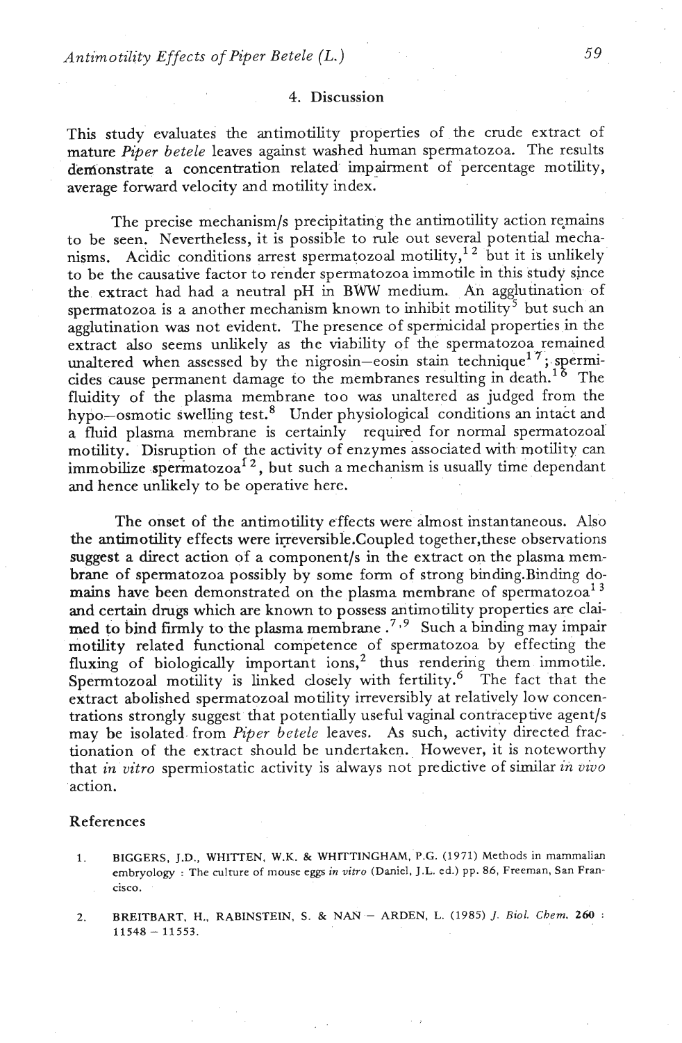## 4. Discussion

This study evaluates the antimotility properties of the crude extract of mature *Piper betele* leaves against washed human spermatozoa. The results demonstrate a concentration related impairment of percentage motility, average forward velocity and motility index.

The precise mechanism/s precipitating the antimotility action remains to be seen. Nevertheless, it is possible to rule out several potential mechanisms. Acidic conditions arrest spermatozoal motility,[12] but it is unlikely to be the causative factor to render spermatozoa immotile in this study since the extract had had a neutral pH in BWW medium. An agglutination of spermatozoa is a another mechanism known to inhibit motility[5] but such an agglutination was not evident. The presence of spermicidal properties in the extract also seems unlikely as the viability of the spermatozoa remained unaltered when assessed by the nigrosin–eosin stain technique[17]; spermicides cause permanent damage to the membranes resulting in death.[16] The fluidity of the plasma membrane too was unaltered as judged from the hypo–osmotic swelling test.[8] Under physiological conditions an intact and a fluid plasma membrane is certainly required for normal spermatozoal motility. Disruption of the activity of enzymes associated with motility can immobilize spermatozoa[12], but such a mechanism is usually time dependant and hence unlikely to be operative here.

The onset of the antimotility effects were almost instantaneous. Also the antimotility effects were irreversible.Coupled together,these observations suggest a direct action of a component/s in the extract on the plasma membrane of spermatozoa possibly by some form of strong binding.Binding domains have been demonstrated on the plasma membrane of spermatozoa[13] and certain drugs which are known to possess antimotility properties are claimed to bind firmly to the plasma membrane .[7,9] Such a binding may impair motility related functional competence of spermatozoa by effecting the fluxing of biologically important ions,[2] thus rendering them immotile. Spermtozoal motility is linked closely with fertility.[6] The fact that the extract abolished spermatozoal motility irreversibly at relatively low concentrations strongly suggest that potentially useful vaginal contraceptive agent/s may be isolated from *Piper betele* leaves. As such, activity directed fractionation of the extract should be undertaken. However, it is noteworthy that *in vitro* spermiostatic activity is always not predictive of similar *in vivo* action.

### References

1. BIGGERS, J.D., WHITTEN, W.K. & WHITTINGHAM, P.G. (1971) Methods in mammalian embryology : The culture of mouse eggs *in vitro* (Daniel, J.L. ed.) pp. 86, Freeman, San Francisco.

2. BREITBART, H., RABINSTEIN, S. & NAN – ARDEN, L. (1985) *J. Biol. Chem.* **260** : 11548 – 11553.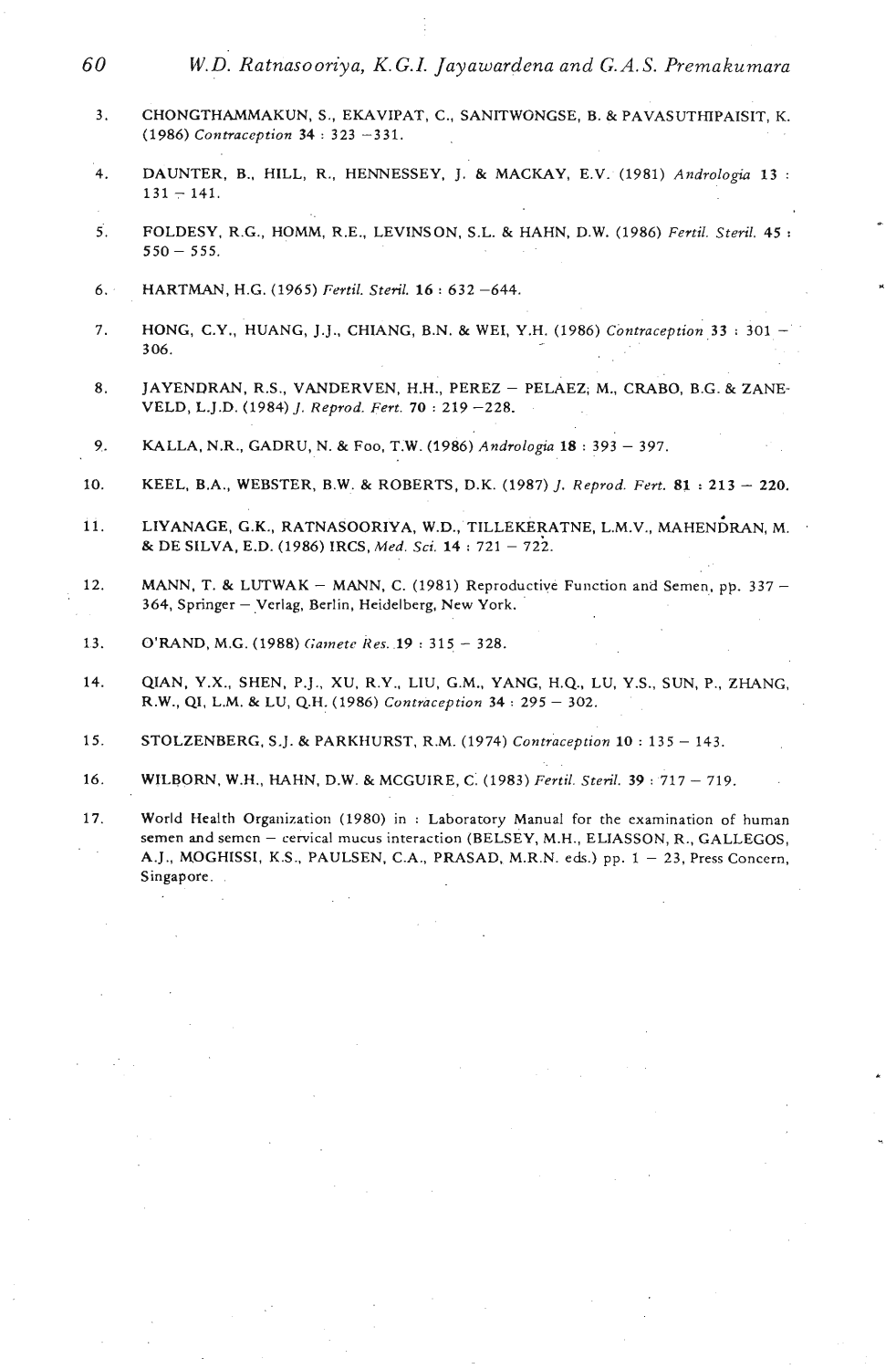3. CHONGTHAMMAKUN, S., EKAVIPAT, C., SANITWONGSE, B. & PAVASUTHIPAISIT, K. (1986) *Contraception* **34** : 323 – 331.

4. DAUNTER, B., HILL, R., HENNESSEY, J. & MACKAY, E.V. (1981) *Andrologia* **13** : 131 – 141.

5. FOLDESY, R.G., HOMM, R.E., LEVINSON, S.L. & HAHN, D.W. (1986) *Fertil. Steril.* **45** : 550 – 555.

6. HARTMAN, H.G. (1965) *Fertil. Steril.* **16** : 632 – 644.

7. HONG, C.Y., HUANG, J.J., CHIANG, B.N. & WEI, Y.H. (1986) *Contraception* **33** : 301 – 306.

8. JAYENDRAN, R.S., VANDERVEN, H.H., PEREZ – PELAEZ, M., CRABO, B.G. & ZANEVELD, L.J.D. (1984) *J. Reprod. Fert.* **70** : 219 – 228.

9. KALLA, N.R., GADRU, N. & Foo, T.W. (1986) *Andrologia* **18** : 393 – 397.

10. KEEL, B.A., WEBSTER, B.W. & ROBERTS, D.K. (1987) *J. Reprod. Fert.* **81** : 213 – 220.

11. LIYANAGE, G.K., RATNASOORIYA, W.D., TILLEKERATNE, L.M.V., MAHENDRAN, M. & DE SILVA, E.D. (1986) IRCS, *Med. Sci.* **14** : 721 – 722.

12. MANN, T. & LUTWAK – MANN, C. (1981) Reproductive Function and Semen, pp. 337 – 364, Springer – Verlag, Berlin, Heidelberg, New York.

13. O'RAND, M.G. (1988) *Gamete Res.* **19** : 315 – 328.

14. QIAN, Y.X., SHEN, P.J., XU, R.Y., LIU, G.M., YANG, H.Q., LU, Y.S., SUN, P., ZHANG, R.W., QI, L.M. & LU, Q.H. (1986) *Contraception* **34** : 295 – 302.

15. STOLZENBERG, S.J. & PARKHURST, R.M. (1974) *Contraception* **10** : 135 – 143.

16. WILBORN, W.H., HAHN, D.W. & MCGUIRE, C. (1983) *Fertil. Steril.* **39** : 717 – 719.

17. World Health Organization (1980) in : Laboratory Manual for the examination of human semen and semen – cervical mucus interaction (BELSEY, M.H., ELIASSON, R., GALLEGOS, A.J., MOGHISSI, K.S., PAULSEN, C.A., PRASAD, M.R.N. eds.) pp. 1 – 23, Press Concern, Singapore.